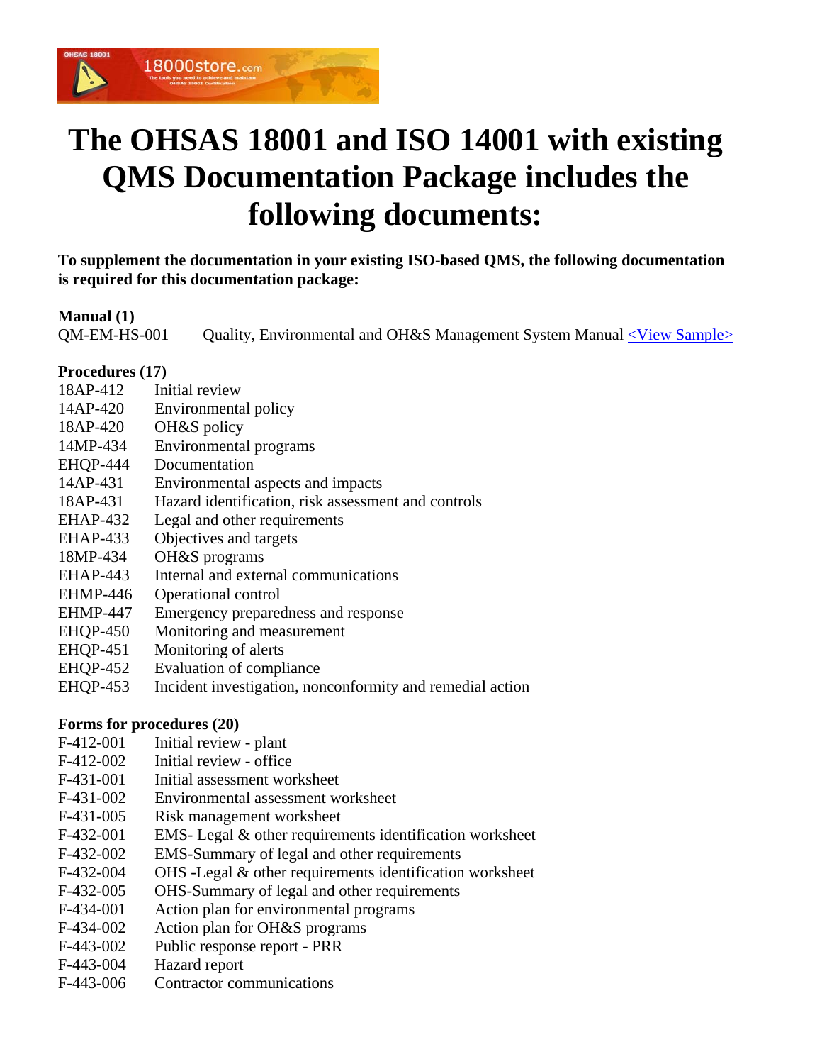# The OHSAS 18001 and ISO 14001 with existing QMS Documentation Package includes the following documents:

**To supplement the documentation in your existing ISO-based QMS, the following documentation is required for this documentation package:**

**Manual (1)**

QM-EM-HS-001 Quality, Environmental and OH&S Management System Manual <View Sample>

**Procedures (17)**

18AP-412 Initial review
14AP-420 Environmental policy
18AP-420 OH&S policy
14MP-434 Environmental programs
EHQP-444 Documentation
14AP-431 Environmental aspects and impacts
18AP-431 Hazard identification, risk assessment and controls
EHAP-432 Legal and other requirements
EHAP-433 Objectives and targets
18MP-434 OH&S programs
EHAP-443 Internal and external communications
EHMP-446 Operational control
EHMP-447 Emergency preparedness and response
EHQP-450 Monitoring and measurement
EHQP-451 Monitoring of alerts
EHQP-452 Evaluation of compliance
EHQP-453 Incident investigation, nonconformity and remedial action

**Forms for procedures (20)**

F-412-001 Initial review - plant
F-412-002 Initial review - office
F-431-001 Initial assessment worksheet
F-431-002 Environmental assessment worksheet
F-431-005 Risk management worksheet
F-432-001 EMS- Legal & other requirements identification worksheet
F-432-002 EMS-Summary of legal and other requirements
F-432-004 OHS -Legal & other requirements identification worksheet
F-432-005 OHS-Summary of legal and other requirements
F-434-001 Action plan for environmental programs
F-434-002 Action plan for OH&S programs
F-443-002 Public response report - PRR
F-443-004 Hazard report
F-443-006 Contractor communications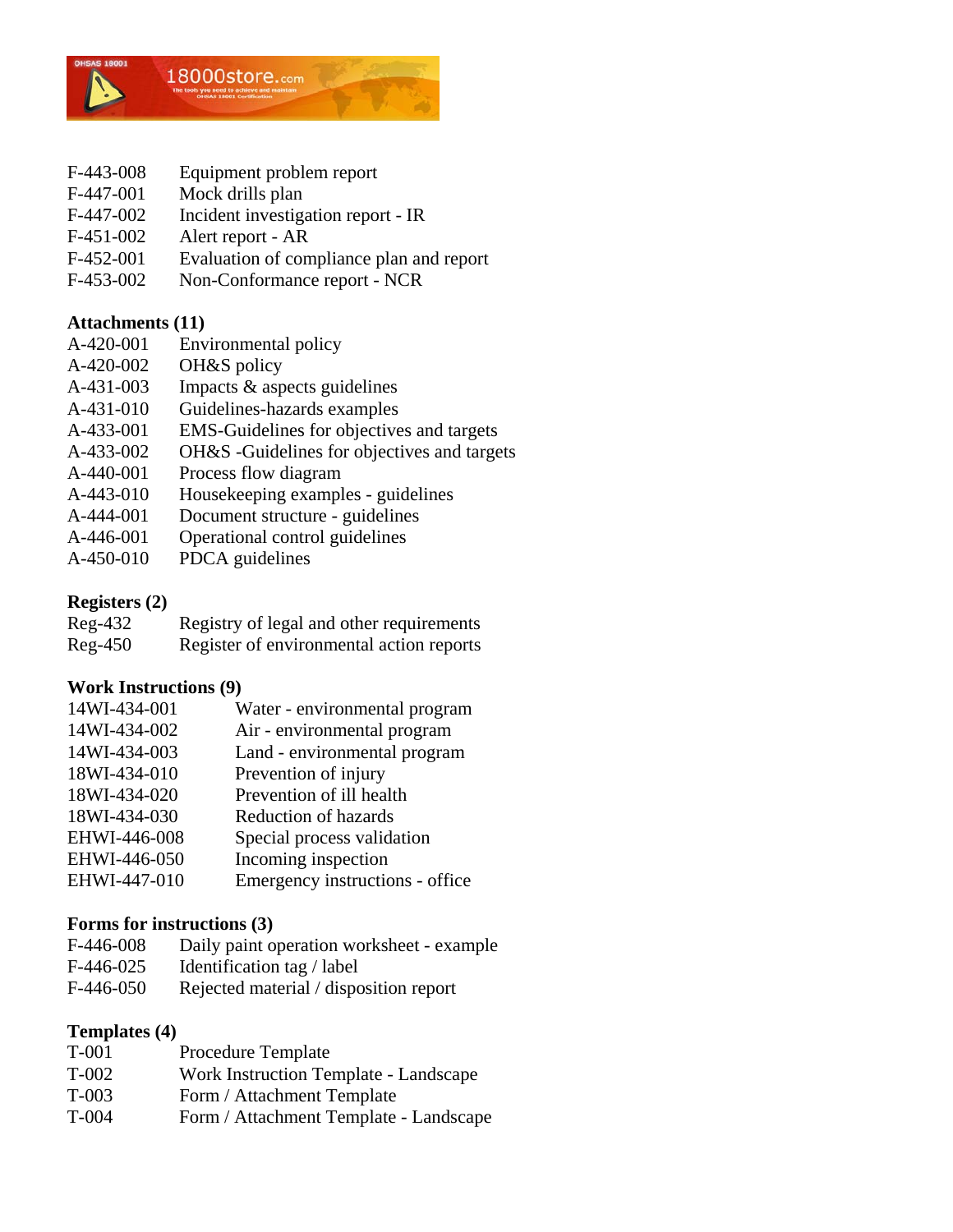| | |
|---|---|
| F-443-008 | Equipment problem report |
| F-447-001 | Mock drills plan |
| F-447-002 | Incident investigation report - IR |
| F-451-002 | Alert report - AR |
| F-452-001 | Evaluation of compliance plan and report |
| F-453-002 | Non-Conformance report - NCR |

**Attachments (11)**

| | |
|---|---|
| A-420-001 | Environmental policy |
| A-420-002 | OH&S policy |
| A-431-003 | Impacts & aspects guidelines |
| A-431-010 | Guidelines-hazards examples |
| A-433-001 | EMS-Guidelines for objectives and targets |
| A-433-002 | OH&S -Guidelines for objectives and targets |
| A-440-001 | Process flow diagram |
| A-443-010 | Housekeeping examples - guidelines |
| A-444-001 | Document structure - guidelines |
| A-446-001 | Operational control guidelines |
| A-450-010 | PDCA guidelines |

**Registers (2)**

| | |
|---|---|
| Reg-432 | Registry of legal and other requirements |
| Reg-450 | Register of environmental action reports |

**Work Instructions (9)**

| | |
|---|---|
| 14WI-434-001 | Water - environmental program |
| 14WI-434-002 | Air - environmental program |
| 14WI-434-003 | Land - environmental program |
| 18WI-434-010 | Prevention of injury |
| 18WI-434-020 | Prevention of ill health |
| 18WI-434-030 | Reduction of hazards |
| EHWI-446-008 | Special process validation |
| EHWI-446-050 | Incoming inspection |
| EHWI-447-010 | Emergency instructions - office |

**Forms for instructions (3)**

| | |
|---|---|
| F-446-008 | Daily paint operation worksheet - example |
| F-446-025 | Identification tag / label |
| F-446-050 | Rejected material / disposition report |

**Templates (4)**

| | |
|---|---|
| T-001 | Procedure Template |
| T-002 | Work Instruction Template - Landscape |
| T-003 | Form / Attachment Template |
| T-004 | Form / Attachment Template - Landscape |